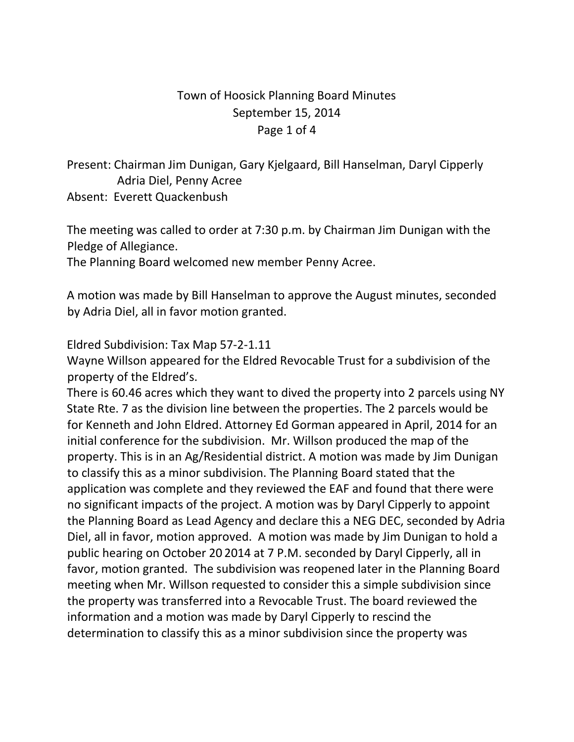# Town of Hoosick Planning Board Minutes

September 15, 2014

Present: Chairman Jim Dunigan, Gary Kjelgaard, Bill Hanselman, Daryl Cipperly
Adria Diel, Penny Acree
Absent: Everett Quackenbush

The meeting was called to order at 7:30 p.m. by Chairman Jim Dunigan with the Pledge of Allegiance.
The Planning Board welcomed new member Penny Acree.

A motion was made by Bill Hanselman to approve the August minutes, seconded by Adria Diel, all in favor motion granted.

Eldred Subdivision: Tax Map 57-2-1.11
Wayne Willson appeared for the Eldred Revocable Trust for a subdivision of the property of the Eldred's.
There is 60.46 acres which they want to dived the property into 2 parcels using NY State Rte. 7 as the division line between the properties. The 2 parcels would be for Kenneth and John Eldred. Attorney Ed Gorman appeared in April, 2014 for an initial conference for the subdivision. Mr. Willson produced the map of the property. This is in an Ag/Residential district. A motion was made by Jim Dunigan to classify this as a minor subdivision. The Planning Board stated that the application was complete and they reviewed the EAF and found that there were no significant impacts of the project. A motion was by Daryl Cipperly to appoint the Planning Board as Lead Agency and declare this a NEG DEC, seconded by Adria Diel, all in favor, motion approved. A motion was made by Jim Dunigan to hold a public hearing on October 20 2014 at 7 P.M. seconded by Daryl Cipperly, all in favor, motion granted. The subdivision was reopened later in the Planning Board meeting when Mr. Willson requested to consider this a simple subdivision since the property was transferred into a Revocable Trust. The board reviewed the information and a motion was made by Daryl Cipperly to rescind the determination to classify this as a minor subdivision since the property was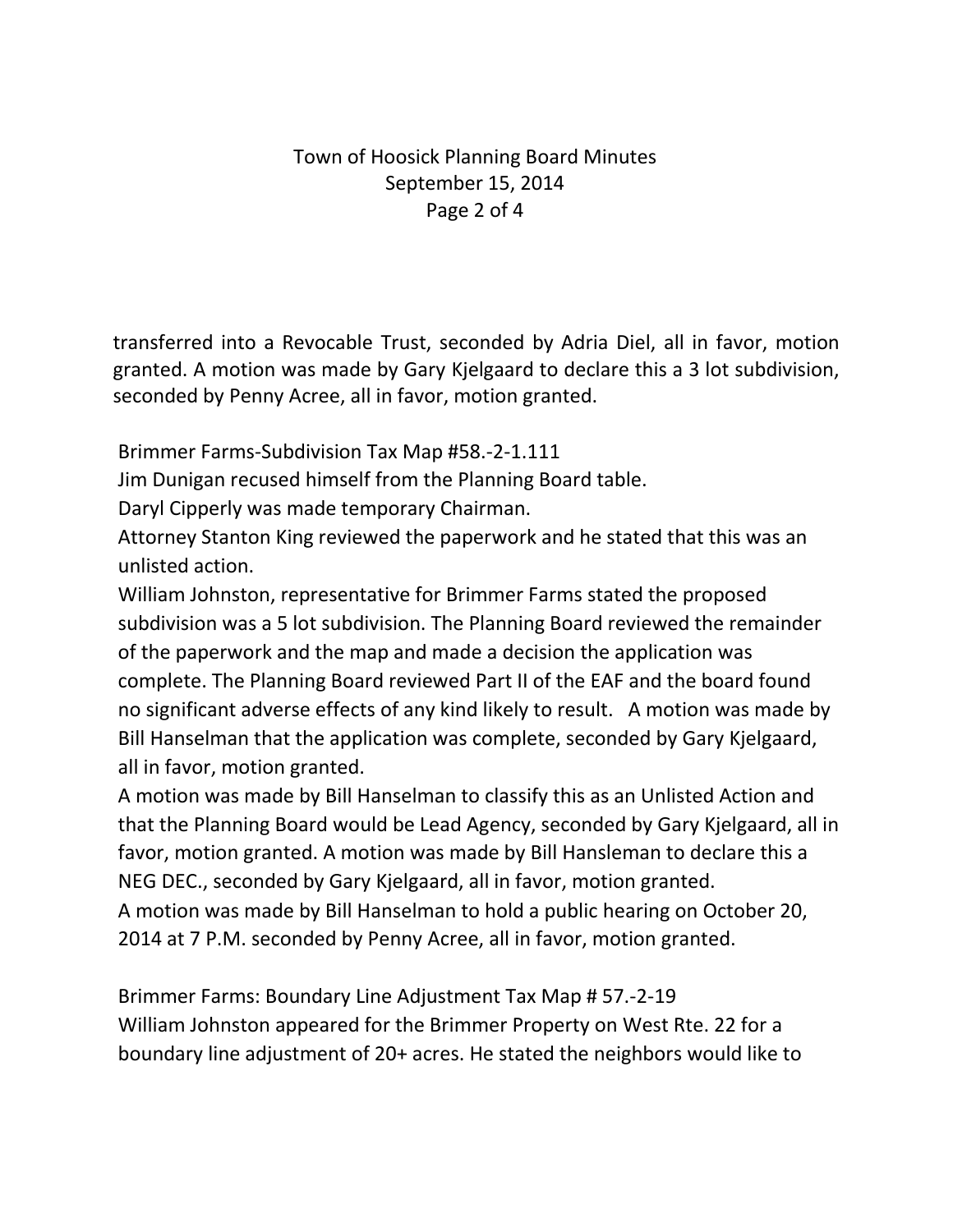transferred into a Revocable Trust, seconded by Adria Diel, all in favor, motion granted. A motion was made by Gary Kjelgaard to declare this a 3 lot subdivision, seconded by Penny Acree, all in favor, motion granted.

Brimmer Farms-Subdivision Tax Map #58.-2-1.111

Jim Dunigan recused himself from the Planning Board table.

Daryl Cipperly was made temporary Chairman.

Attorney Stanton King reviewed the paperwork and he stated that this was an unlisted action.

William Johnston, representative for Brimmer Farms stated the proposed subdivision was a 5 lot subdivision. The Planning Board reviewed the remainder of the paperwork and the map and made a decision the application was complete. The Planning Board reviewed Part II of the EAF and the board found no significant adverse effects of any kind likely to result. A motion was made by Bill Hanselman that the application was complete, seconded by Gary Kjelgaard, all in favor, motion granted.

A motion was made by Bill Hanselman to classify this as an Unlisted Action and that the Planning Board would be Lead Agency, seconded by Gary Kjelgaard, all in favor, motion granted. A motion was made by Bill Hansleman to declare this a NEG DEC., seconded by Gary Kjelgaard, all in favor, motion granted.

A motion was made by Bill Hanselman to hold a public hearing on October 20, 2014 at 7 P.M. seconded by Penny Acree, all in favor, motion granted.

Brimmer Farms: Boundary Line Adjustment Tax Map # 57.-2-19

William Johnston appeared for the Brimmer Property on West Rte. 22 for a boundary line adjustment of 20+ acres. He stated the neighbors would like to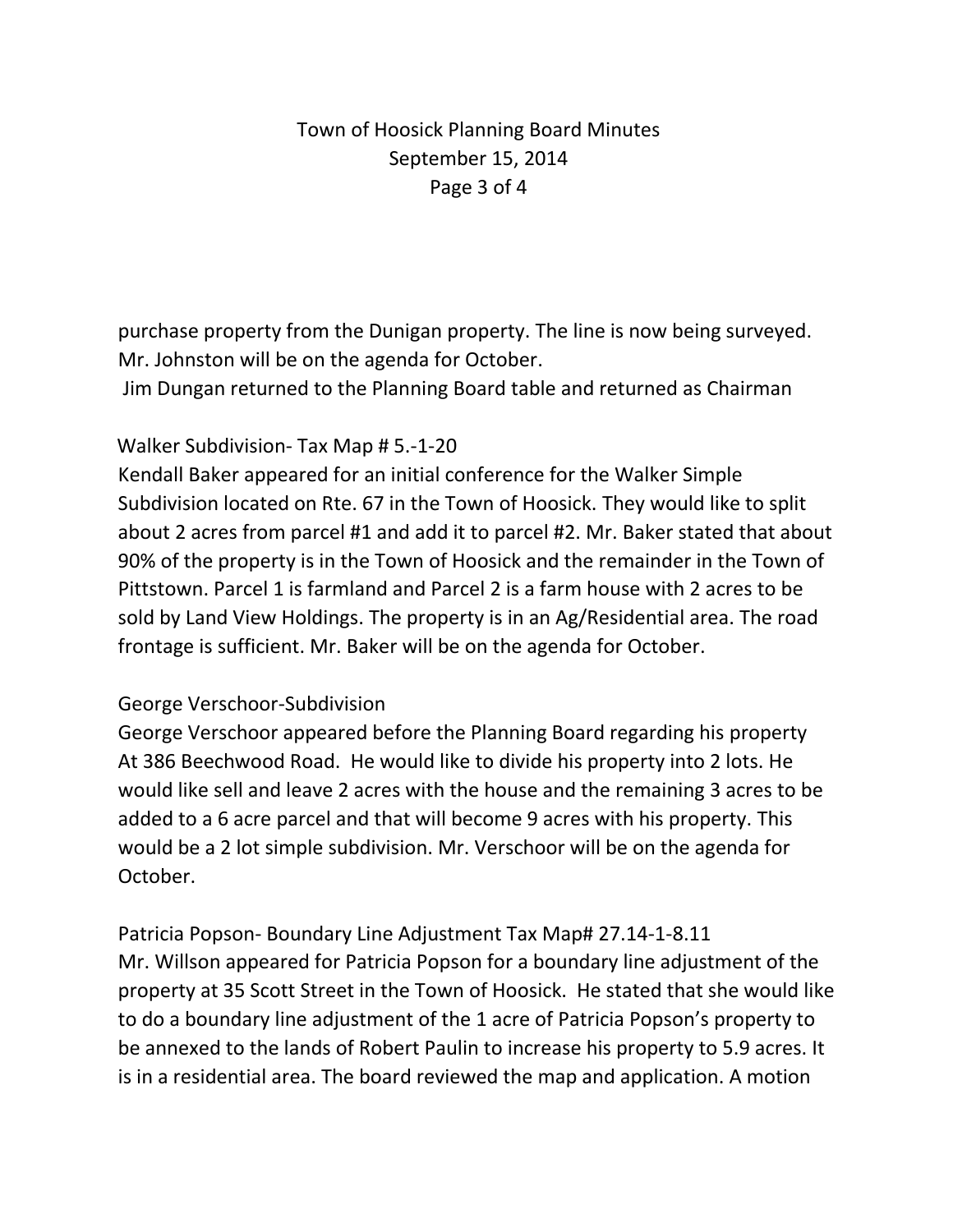purchase property from the Dunigan property. The line is now being surveyed. Mr. Johnston will be on the agenda for October.
Jim Dungan returned to the Planning Board table and returned as Chairman

Walker Subdivision- Tax Map # 5.-1-20
Kendall Baker appeared for an initial conference for the Walker Simple Subdivision located on Rte. 67 in the Town of Hoosick. They would like to split about 2 acres from parcel #1 and add it to parcel #2. Mr. Baker stated that about 90% of the property is in the Town of Hoosick and the remainder in the Town of Pittstown. Parcel 1 is farmland and Parcel 2 is a farm house with 2 acres to be sold by Land View Holdings. The property is in an Ag/Residential area. The road frontage is sufficient. Mr. Baker will be on the agenda for October.

George Verschoor-Subdivision
George Verschoor appeared before the Planning Board regarding his property At 386 Beechwood Road. He would like to divide his property into 2 lots. He would like sell and leave 2 acres with the house and the remaining 3 acres to be added to a 6 acre parcel and that will become 9 acres with his property. This would be a 2 lot simple subdivision. Mr. Verschoor will be on the agenda for October.

Patricia Popson- Boundary Line Adjustment Tax Map# 27.14-1-8.11
Mr. Willson appeared for Patricia Popson for a boundary line adjustment of the property at 35 Scott Street in the Town of Hoosick. He stated that she would like to do a boundary line adjustment of the 1 acre of Patricia Popson's property to be annexed to the lands of Robert Paulin to increase his property to 5.9 acres. It is in a residential area. The board reviewed the map and application. A motion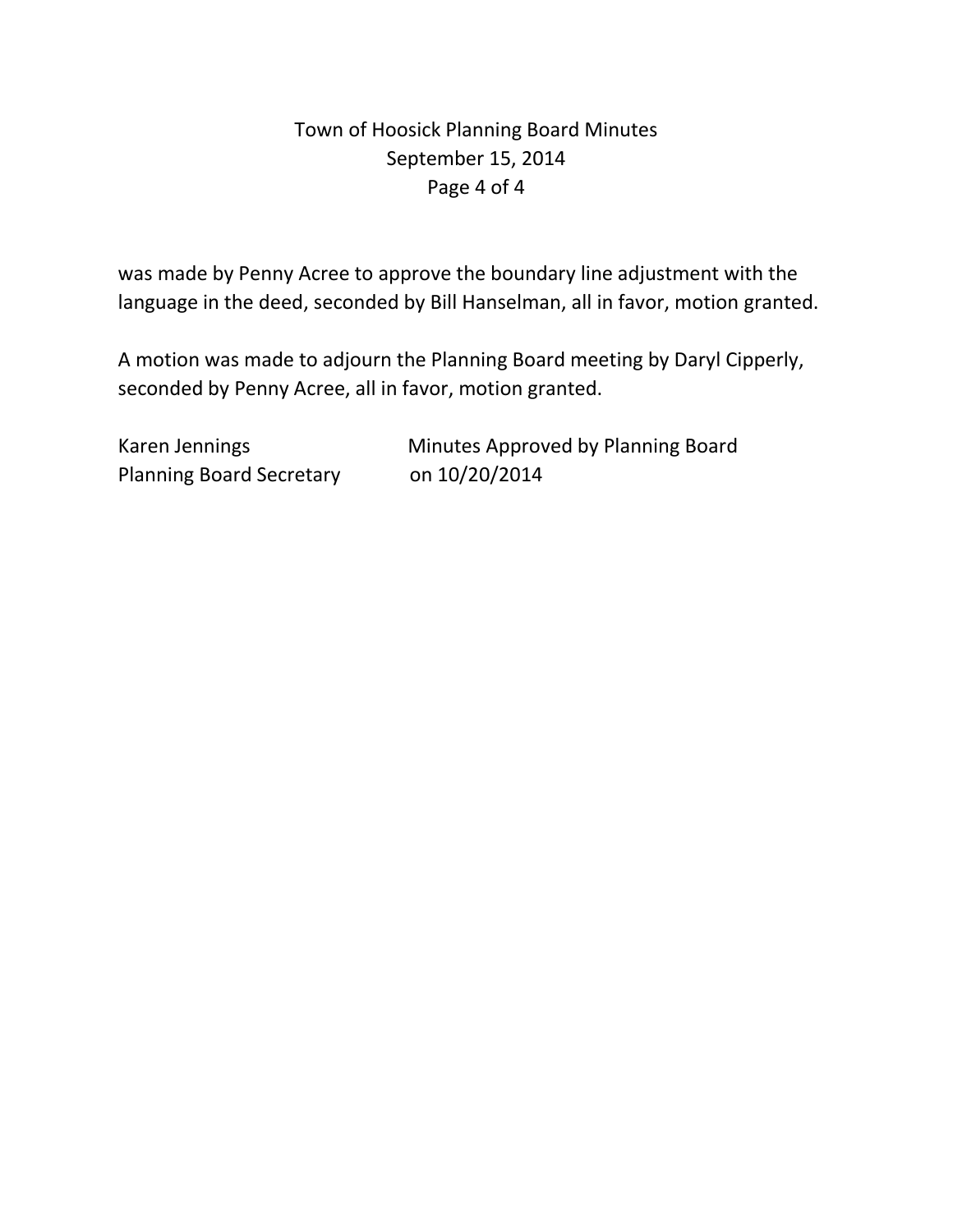was made by Penny Acree to approve the boundary line adjustment with the language in the deed, seconded by Bill Hanselman, all in favor, motion granted.

A motion was made to adjourn the Planning Board meeting by Daryl Cipperly, seconded by Penny Acree, all in favor, motion granted.

Karen Jennings
Planning Board Secretary

Minutes Approved by Planning Board
on 10/20/2014